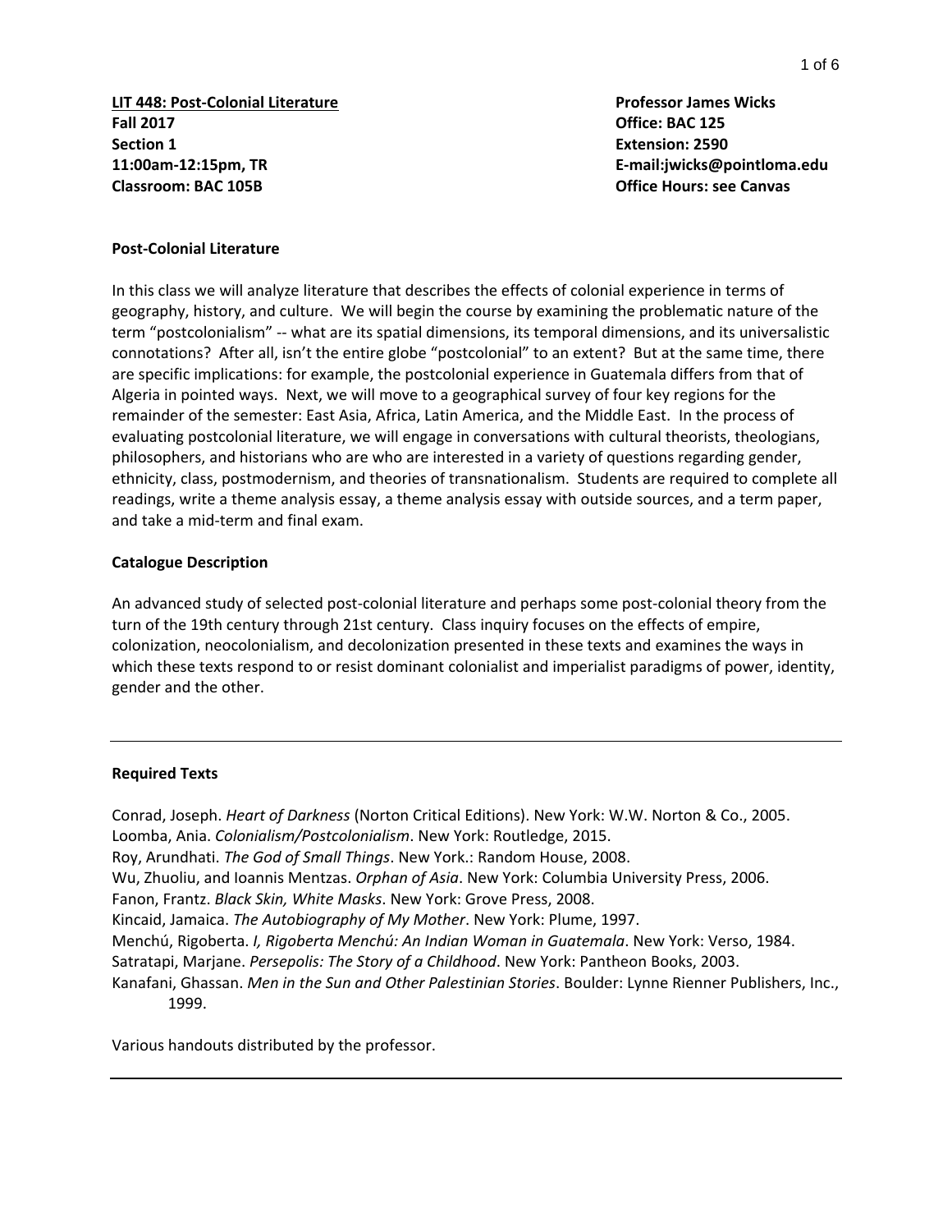**LIT 448: Post-Colonial Literature**
**Fall 2017**
**Section 1**
**11:00am-12:15pm, TR**
**Classroom: BAC 105B**

**Professor James Wicks**
**Office: BAC 125**
**Extension: 2590**
**E-mail:jwicks@pointloma.edu**
**Office Hours: see Canvas**

## Post-Colonial Literature

In this class we will analyze literature that describes the effects of colonial experience in terms of geography, history, and culture. We will begin the course by examining the problematic nature of the term "postcolonialism" -- what are its spatial dimensions, its temporal dimensions, and its universalistic connotations? After all, isn't the entire globe "postcolonial" to an extent? But at the same time, there are specific implications: for example, the postcolonial experience in Guatemala differs from that of Algeria in pointed ways. Next, we will move to a geographical survey of four key regions for the remainder of the semester: East Asia, Africa, Latin America, and the Middle East. In the process of evaluating postcolonial literature, we will engage in conversations with cultural theorists, theologians, philosophers, and historians who are who are interested in a variety of questions regarding gender, ethnicity, class, postmodernism, and theories of transnationalism. Students are required to complete all readings, write a theme analysis essay, a theme analysis essay with outside sources, and a term paper, and take a mid-term and final exam.

## Catalogue Description

An advanced study of selected post-colonial literature and perhaps some post-colonial theory from the turn of the 19th century through 21st century. Class inquiry focuses on the effects of empire, colonization, neocolonialism, and decolonization presented in these texts and examines the ways in which these texts respond to or resist dominant colonialist and imperialist paradigms of power, identity, gender and the other.

---

## Required Texts

Conrad, Joseph. *Heart of Darkness* (Norton Critical Editions). New York: W.W. Norton & Co., 2005.
Loomba, Ania. *Colonialism/Postcolonialism*. New York: Routledge, 2015.
Roy, Arundhati. *The God of Small Things*. New York.: Random House, 2008.
Wu, Zhuoliu, and Ioannis Mentzas. *Orphan of Asia*. New York: Columbia University Press, 2006.
Fanon, Frantz. *Black Skin, White Masks*. New York: Grove Press, 2008.
Kincaid, Jamaica. *The Autobiography of My Mother*. New York: Plume, 1997.
Menchú, Rigoberta. *I, Rigoberta Menchú: An Indian Woman in Guatemala*. New York: Verso, 1984.
Satratapi, Marjane. *Persepolis: The Story of a Childhood*. New York: Pantheon Books, 2003.
Kanafani, Ghassan. *Men in the Sun and Other Palestinian Stories*. Boulder: Lynne Rienner Publishers, Inc., 1999.

Various handouts distributed by the professor.

---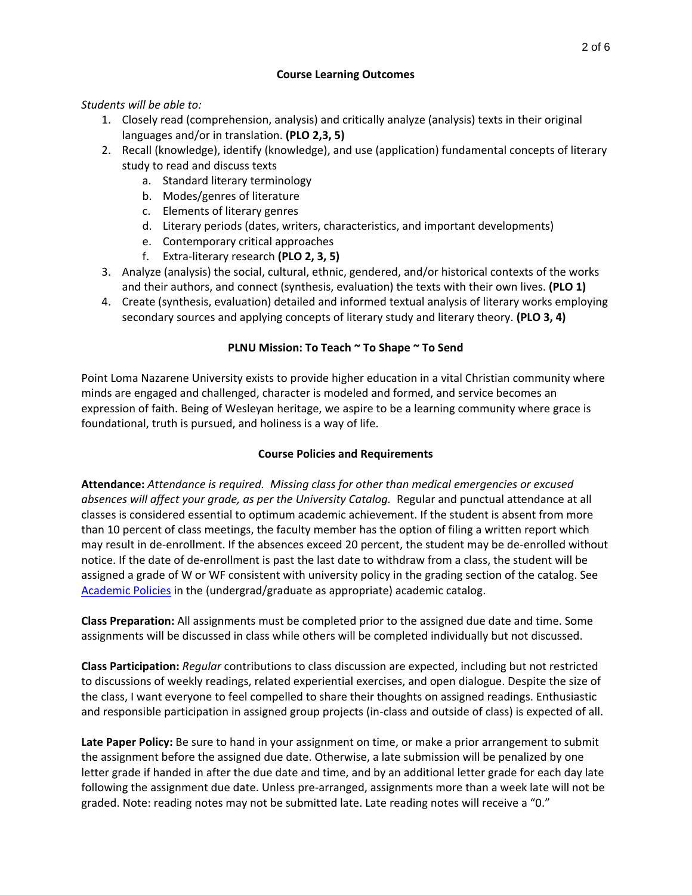## Course Learning Outcomes

*Students will be able to:*

1. Closely read (comprehension, analysis) and critically analyze (analysis) texts in their original languages and/or in translation. **(PLO 2,3, 5)**
2. Recall (knowledge), identify (knowledge), and use (application) fundamental concepts of literary study to read and discuss texts
   a. Standard literary terminology
   b. Modes/genres of literature
   c. Elements of literary genres
   d. Literary periods (dates, writers, characteristics, and important developments)
   e. Contemporary critical approaches
   f. Extra-literary research **(PLO 2, 3, 5)**
3. Analyze (analysis) the social, cultural, ethnic, gendered, and/or historical contexts of the works and their authors, and connect (synthesis, evaluation) the texts with their own lives. **(PLO 1)**
4. Create (synthesis, evaluation) detailed and informed textual analysis of literary works employing secondary sources and applying concepts of literary study and literary theory. **(PLO 3, 4)**

## PLNU Mission: To Teach ~ To Shape ~ To Send

Point Loma Nazarene University exists to provide higher education in a vital Christian community where minds are engaged and challenged, character is modeled and formed, and service becomes an expression of faith. Being of Wesleyan heritage, we aspire to be a learning community where grace is foundational, truth is pursued, and holiness is a way of life.

## Course Policies and Requirements

**Attendance:** *Attendance is required. Missing class for other than medical emergencies or excused absences will affect your grade, as per the University Catalog.* Regular and punctual attendance at all classes is considered essential to optimum academic achievement. If the student is absent from more than 10 percent of class meetings, the faculty member has the option of filing a written report which may result in de-enrollment. If the absences exceed 20 percent, the student may be de-enrolled without notice. If the date of de-enrollment is past the last date to withdraw from a class, the student will be assigned a grade of W or WF consistent with university policy in the grading section of the catalog. See Academic Policies in the (undergrad/graduate as appropriate) academic catalog.

**Class Preparation:** All assignments must be completed prior to the assigned due date and time. Some assignments will be discussed in class while others will be completed individually but not discussed.

**Class Participation:** *Regular* contributions to class discussion are expected, including but not restricted to discussions of weekly readings, related experiential exercises, and open dialogue. Despite the size of the class, I want everyone to feel compelled to share their thoughts on assigned readings. Enthusiastic and responsible participation in assigned group projects (in-class and outside of class) is expected of all.

**Late Paper Policy:** Be sure to hand in your assignment on time, or make a prior arrangement to submit the assignment before the assigned due date. Otherwise, a late submission will be penalized by one letter grade if handed in after the due date and time, and by an additional letter grade for each day late following the assignment due date. Unless pre-arranged, assignments more than a week late will not be graded. Note: reading notes may not be submitted late. Late reading notes will receive a "0."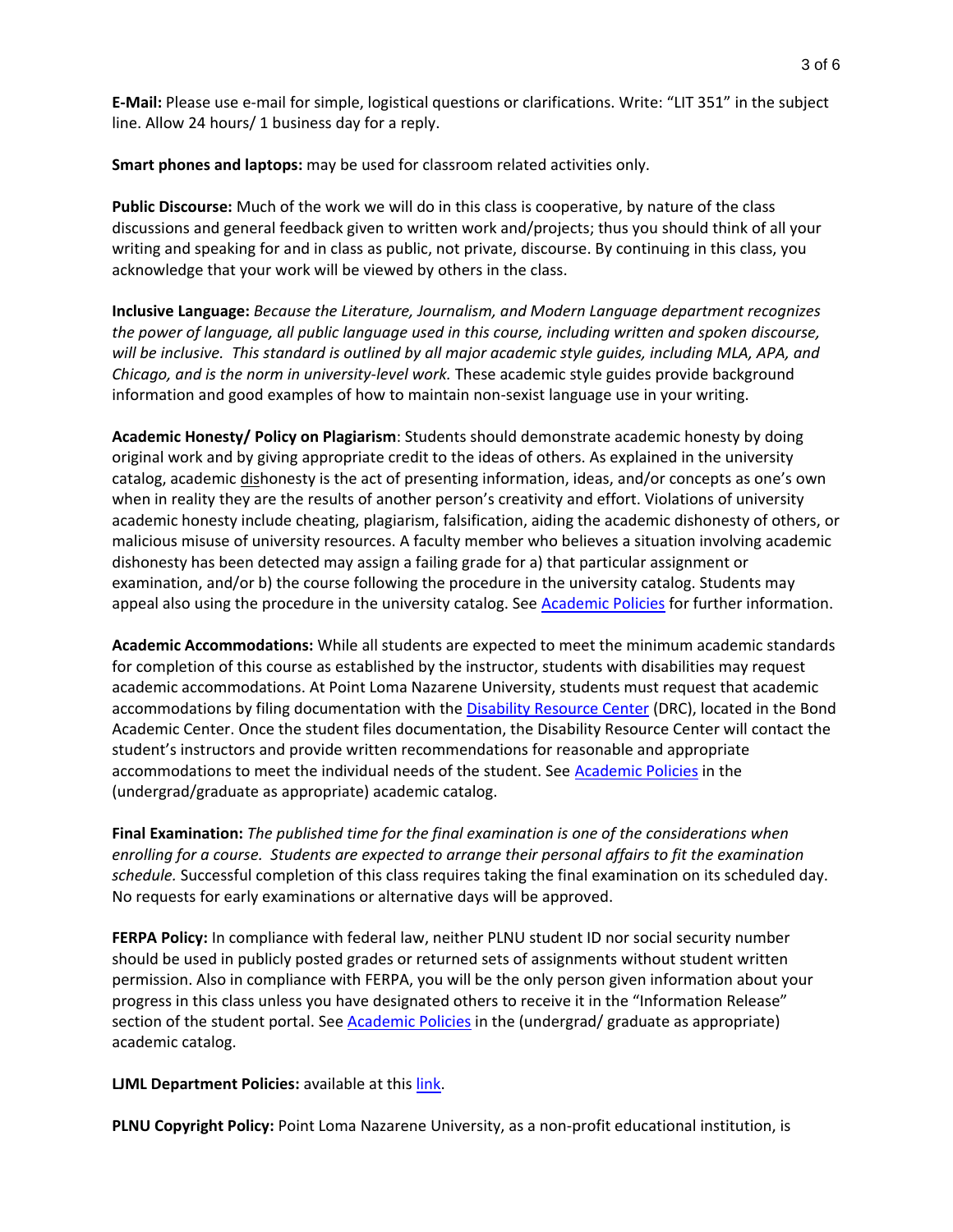**E-Mail:** Please use e-mail for simple, logistical questions or clarifications. Write: "LIT 351" in the subject line. Allow 24 hours/ 1 business day for a reply.

**Smart phones and laptops:** may be used for classroom related activities only.

**Public Discourse:** Much of the work we will do in this class is cooperative, by nature of the class discussions and general feedback given to written work and/projects; thus you should think of all your writing and speaking for and in class as public, not private, discourse. By continuing in this class, you acknowledge that your work will be viewed by others in the class.

**Inclusive Language:** *Because the Literature, Journalism, and Modern Language department recognizes the power of language, all public language used in this course, including written and spoken discourse, will be inclusive. This standard is outlined by all major academic style guides, including MLA, APA, and Chicago, and is the norm in university-level work.* These academic style guides provide background information and good examples of how to maintain non-sexist language use in your writing.

**Academic Honesty/ Policy on Plagiarism**: Students should demonstrate academic honesty by doing original work and by giving appropriate credit to the ideas of others. As explained in the university catalog, academic <u>dis</u>honesty is the act of presenting information, ideas, and/or concepts as one's own when in reality they are the results of another person's creativity and effort. Violations of university academic honesty include cheating, plagiarism, falsification, aiding the academic dishonesty of others, or malicious misuse of university resources. A faculty member who believes a situation involving academic dishonesty has been detected may assign a failing grade for a) that particular assignment or examination, and/or b) the course following the procedure in the university catalog. Students may appeal also using the procedure in the university catalog. See Academic Policies for further information.

**Academic Accommodations:** While all students are expected to meet the minimum academic standards for completion of this course as established by the instructor, students with disabilities may request academic accommodations. At Point Loma Nazarene University, students must request that academic accommodations by filing documentation with the Disability Resource Center (DRC), located in the Bond Academic Center. Once the student files documentation, the Disability Resource Center will contact the student's instructors and provide written recommendations for reasonable and appropriate accommodations to meet the individual needs of the student. See Academic Policies in the (undergrad/graduate as appropriate) academic catalog.

**Final Examination:** *The published time for the final examination is one of the considerations when enrolling for a course. Students are expected to arrange their personal affairs to fit the examination schedule.* Successful completion of this class requires taking the final examination on its scheduled day. No requests for early examinations or alternative days will be approved.

**FERPA Policy:** In compliance with federal law, neither PLNU student ID nor social security number should be used in publicly posted grades or returned sets of assignments without student written permission. Also in compliance with FERPA, you will be the only person given information about your progress in this class unless you have designated others to receive it in the "Information Release" section of the student portal. See Academic Policies in the (undergrad/ graduate as appropriate) academic catalog.

**LJML Department Policies:** available at this link.

**PLNU Copyright Policy:** Point Loma Nazarene University, as a non-profit educational institution, is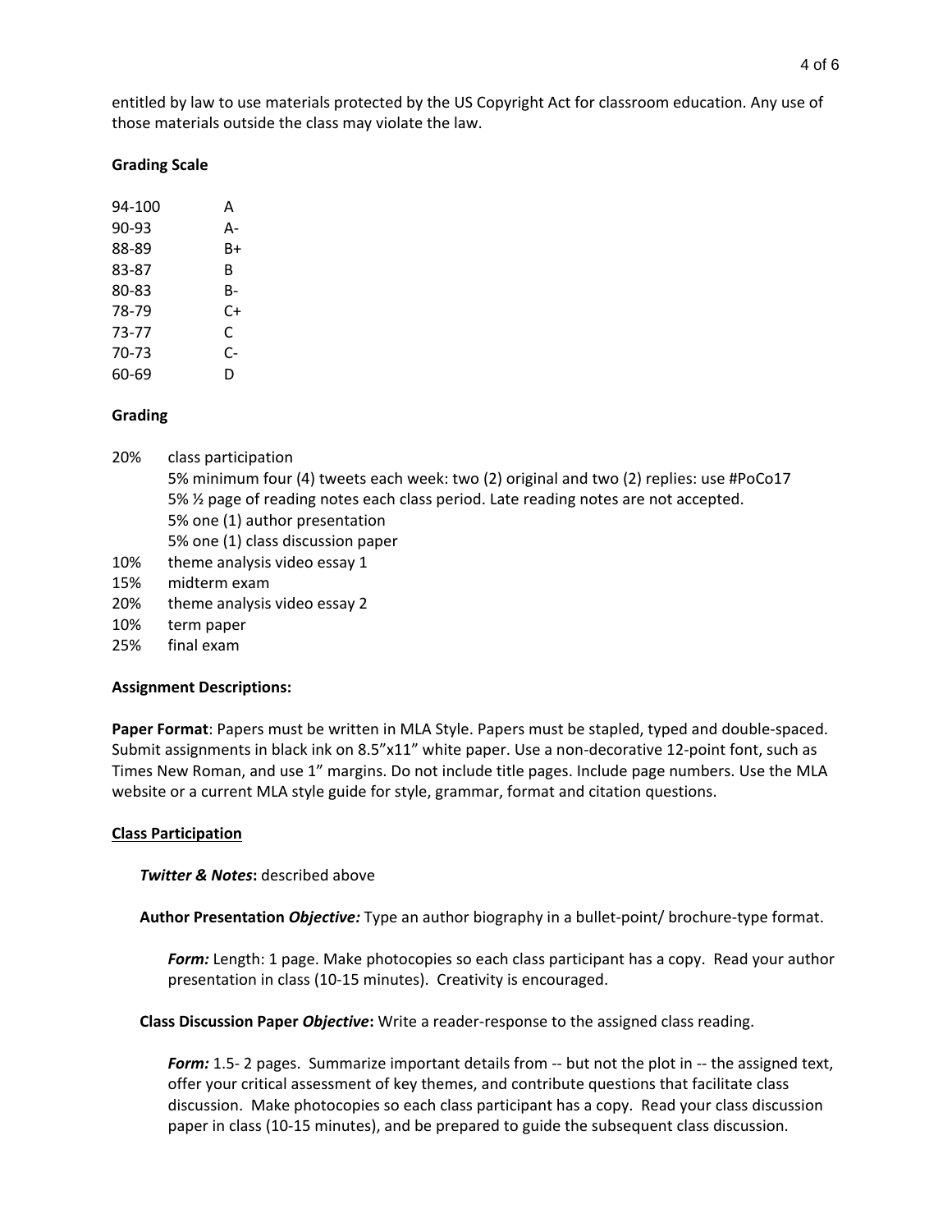entitled by law to use materials protected by the US Copyright Act for classroom education. Any use of those materials outside the class may violate the law.

**Grading Scale**

| | |
|---|---|
| 94-100 | A |
| 90-93 | A- |
| 88-89 | B+ |
| 83-87 | B |
| 80-83 | B- |
| 78-79 | C+ |
| 73-77 | C |
| 70-73 | C- |
| 60-69 | D |

**Grading**

20% class participation
- 5% minimum four (4) tweets each week: two (2) original and two (2) replies: use #PoCo17
- 5% ½ page of reading notes each class period. Late reading notes are not accepted.
- 5% one (1) author presentation
- 5% one (1) class discussion paper

10% theme analysis video essay 1
15% midterm exam
20% theme analysis video essay 2
10% term paper
25% final exam

**Assignment Descriptions:**

**Paper Format**: Papers must be written in MLA Style. Papers must be stapled, typed and double-spaced. Submit assignments in black ink on 8.5"x11" white paper. Use a non-decorative 12-point font, such as Times New Roman, and use 1" margins. Do not include title pages. Include page numbers. Use the MLA website or a current MLA style guide for style, grammar, format and citation questions.

**Class Participation**

***Twitter & Notes*:** described above

**Author Presentation *Objective:*** Type an author biography in a bullet-point/ brochure-type format.

***Form:*** Length: 1 page. Make photocopies so each class participant has a copy. Read your author presentation in class (10-15 minutes). Creativity is encouraged.

**Class Discussion Paper *Objective*:** Write a reader-response to the assigned class reading.

***Form:*** 1.5- 2 pages. Summarize important details from -- but not the plot in -- the assigned text, offer your critical assessment of key themes, and contribute questions that facilitate class discussion. Make photocopies so each class participant has a copy. Read your class discussion paper in class (10-15 minutes), and be prepared to guide the subsequent class discussion.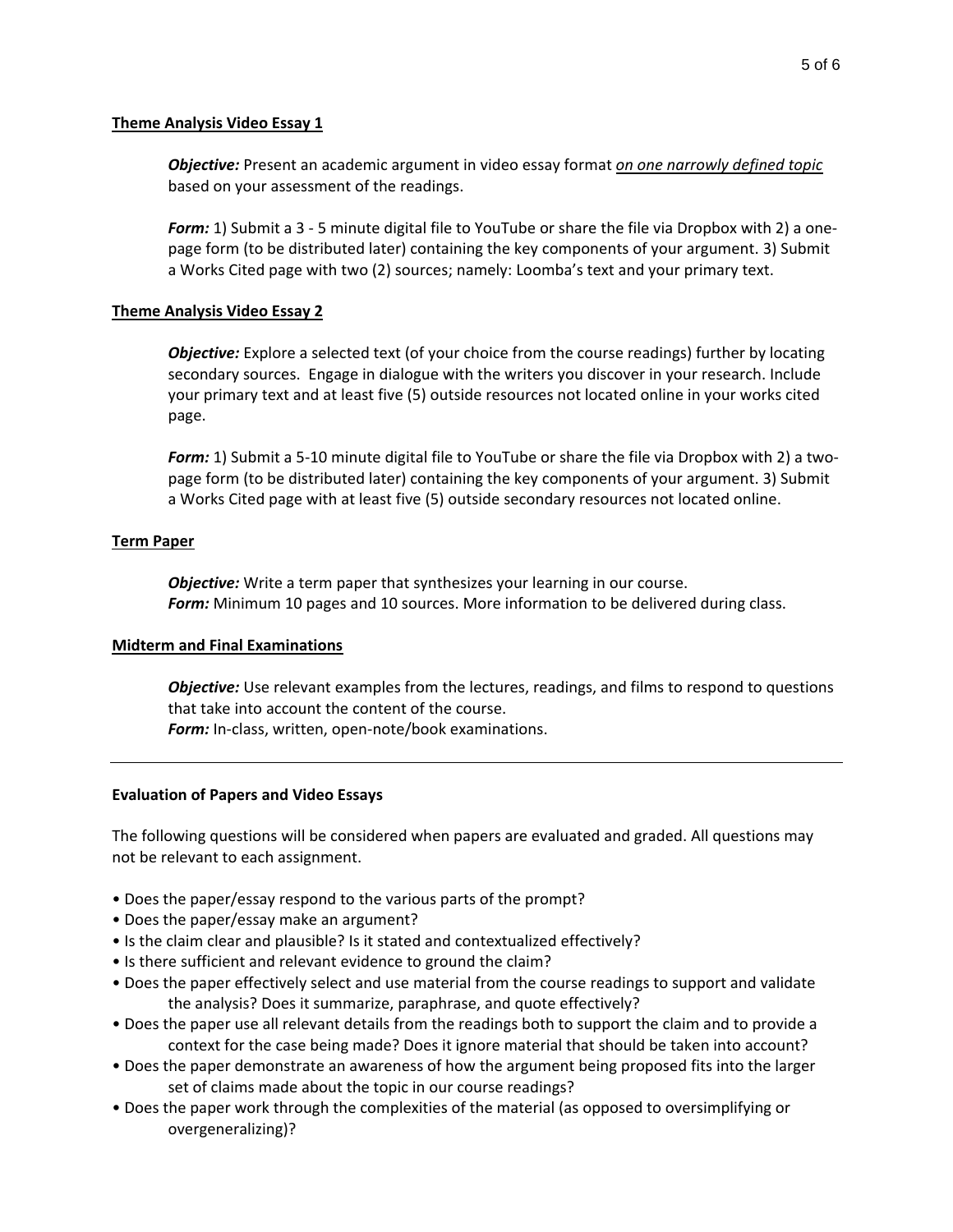## Theme Analysis Video Essay 1

***Objective:*** Present an academic argument in video essay format ***on one narrowly defined topic*** based on your assessment of the readings.

***Form:*** 1) Submit a 3 - 5 minute digital file to YouTube or share the file via Dropbox with 2) a one-page form (to be distributed later) containing the key components of your argument. 3) Submit a Works Cited page with two (2) sources; namely: Loomba's text and your primary text.

## Theme Analysis Video Essay 2

***Objective:*** Explore a selected text (of your choice from the course readings) further by locating secondary sources. Engage in dialogue with the writers you discover in your research. Include your primary text and at least five (5) outside resources not located online in your works cited page.

***Form:*** 1) Submit a 5-10 minute digital file to YouTube or share the file via Dropbox with 2) a two-page form (to be distributed later) containing the key components of your argument. 3) Submit a Works Cited page with at least five (5) outside secondary resources not located online.

## Term Paper

***Objective:*** Write a term paper that synthesizes your learning in our course.
***Form:*** Minimum 10 pages and 10 sources. More information to be delivered during class.

## Midterm and Final Examinations

***Objective:*** Use relevant examples from the lectures, readings, and films to respond to questions that take into account the content of the course.
***Form:*** In-class, written, open-note/book examinations.

---

### Evaluation of Papers and Video Essays

The following questions will be considered when papers are evaluated and graded. All questions may not be relevant to each assignment.

- Does the paper/essay respond to the various parts of the prompt?
- Does the paper/essay make an argument?
- Is the claim clear and plausible? Is it stated and contextualized effectively?
- Is there sufficient and relevant evidence to ground the claim?
- Does the paper effectively select and use material from the course readings to support and validate the analysis? Does it summarize, paraphrase, and quote effectively?
- Does the paper use all relevant details from the readings both to support the claim and to provide a context for the case being made? Does it ignore material that should be taken into account?
- Does the paper demonstrate an awareness of how the argument being proposed fits into the larger set of claims made about the topic in our course readings?
- Does the paper work through the complexities of the material (as opposed to oversimplifying or overgeneralizing)?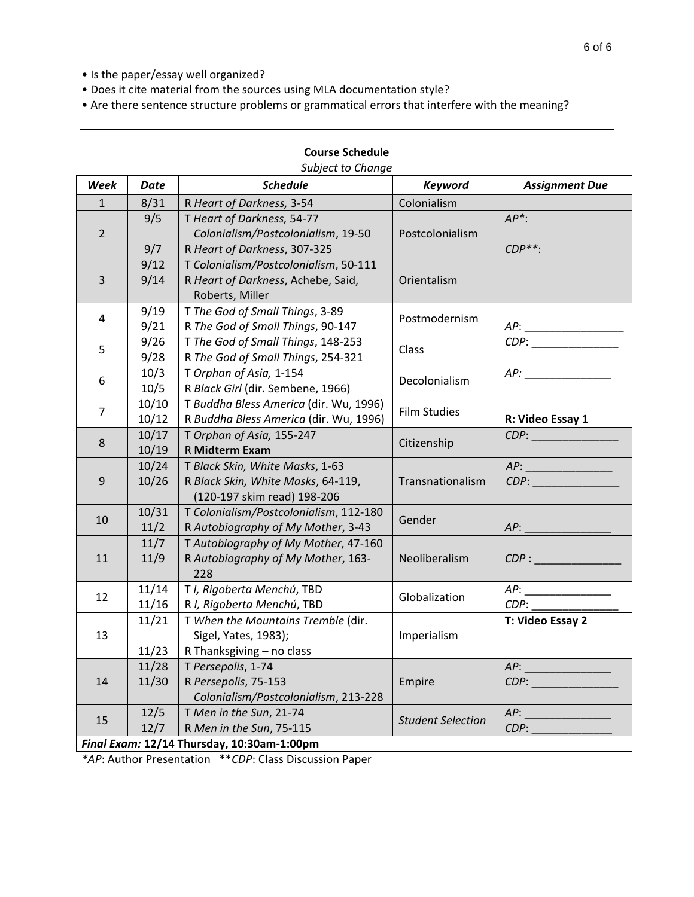- Is the paper/essay well organized?
- Does it cite material from the sources using MLA documentation style?
- Are there sentence structure problems or grammatical errors that interfere with the meaning?

---

**Course Schedule**

*Subject to Change*

| ***Week*** | ***Date*** | ***Schedule*** | ***Keyword*** | ***Assignment Due*** |
|---|---|---|---|---|
| 1 | 8/31 | R *Heart of Darkness,* 3-54 | Colonialism | |
| 2 | 9/5<br><br>9/7 | T *Heart of Darkness*, 54-77<br>*Colonialism/Postcolonialism*, 19-50<br>R *Heart of Darkness*, 307-325 | Postcolonialism | *AP\**:<br><br>*CDP\*\**: |
| 3 | 9/12<br>9/14 | T *Colonialism/Postcolonialism*, 50-111<br>R *Heart of Darkness*, Achebe, Said, Roberts, Miller | Orientalism | |
| 4 | 9/19<br>9/21 | T *The God of Small Things*, 3-89<br>R *The God of Small Things*, 90-147 | Postmodernism | *AP*: ________________ |
| 5 | 9/26<br>9/28 | T *The God of Small Things*, 148-253<br>R *The God of Small Things*, 254-321 | Class | *CDP*: ______________ |
| 6 | 10/3<br>10/5 | T *Orphan of Asia,* 1-154<br>R *Black Girl* (dir. Sembene, 1966) | Decolonialism | *AP:* ______________ |
| 7 | 10/10<br>10/12 | T *Buddha Bless America* (dir. Wu, 1996)<br>R *Buddha Bless America* (dir. Wu, 1996) | Film Studies | **R: Video Essay 1** |
| 8 | 10/17<br>10/19 | T *Orphan of Asia,* 155-247<br>R **Midterm Exam** | Citizenship | *CDP*: ______________ |
| 9 | 10/24<br>10/26 | T *Black Skin, White Masks*, 1-63<br>R *Black Skin, White Masks*, 64-119, (120-197 skim read) 198-206 | Transnationalism | *AP*: ______________<br>*CDP*: ______________ |
| 10 | 10/31<br>11/2 | T *Colonialism/Postcolonialism*, 112-180<br>R *Autobiography of My Mother*, 3-43 | Gender | *AP*: ______________ |
| 11 | 11/7<br>11/9 | T *Autobiography of My Mother*, 47-160<br>R *Autobiography of My Mother*, 163-228 | Neoliberalism | *CDP* : ______________ |
| 12 | 11/14<br>11/16 | T *I, Rigoberta Menchú*, TBD<br>R *I, Rigoberta Menchú*, TBD | Globalization | *AP*: ______________<br>*CDP*: ______________ |
| 13 | 11/21<br><br>11/23 | T *When the Mountains Tremble* (dir. Sigel, Yates, 1983);<br>R Thanksgiving – no class | Imperialism | **T: Video Essay 2** |
| 14 | 11/28<br>11/30 | T *Persepolis*, 1-74<br>R *Persepolis*, 75-153<br>*Colonialism/Postcolonialism*, 213-228 | Empire | *AP*: ______________<br>*CDP*: ______________ |
| 15 | 12/5<br>12/7 | T *Men in the Sun*, 21-74<br>R *Men in the Sun*, 75-115 | *Student Selection* | *AP*: ______________<br>*CDP*: ______________ |
| ***Final Exam:* 12/14 Thursday, 10:30am-1:00pm** | | | | |

\**AP*: Author Presentation \*\**CDP*: Class Discussion Paper